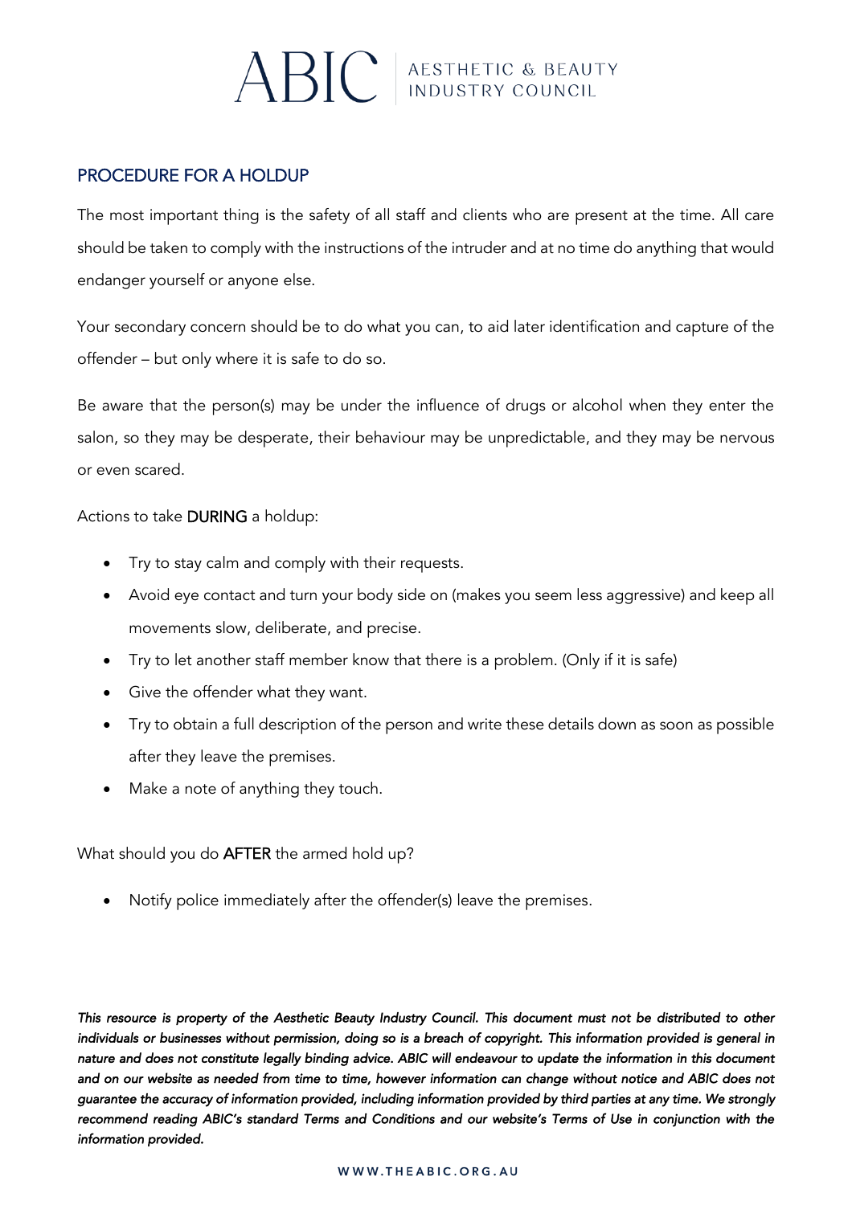ABIC | AESTHETIC & BEAUTY INDUSTRY COUNCIL

## PROCEDURE FOR A HOLDUP

The most important thing is the safety of all staff and clients who are present at the time. All care should be taken to comply with the instructions of the intruder and at no time do anything that would endanger yourself or anyone else.

Your secondary concern should be to do what you can, to aid later identification and capture of the offender – but only where it is safe to do so.

Be aware that the person(s) may be under the influence of drugs or alcohol when they enter the salon, so they may be desperate, their behaviour may be unpredictable, and they may be nervous or even scared.

Actions to take DURING a holdup:

- Try to stay calm and comply with their requests.
- Avoid eye contact and turn your body side on (makes you seem less aggressive) and keep all movements slow, deliberate, and precise.
- Try to let another staff member know that there is a problem. (Only if it is safe)
- Give the offender what they want.
- Try to obtain a full description of the person and write these details down as soon as possible after they leave the premises.
- Make a note of anything they touch.

What should you do AFTER the armed hold up?

- Notify police immediately after the offender(s) leave the premises.

***This resource is property of the Aesthetic Beauty Industry Council. This document must not be distributed to other individuals or businesses without permission, doing so is a breach of copyright. This information provided is general in nature and does not constitute legally binding advice. ABIC will endeavour to update the information in this document and on our website as needed from time to time, however information can change without notice and ABIC does not guarantee the accuracy of information provided, including information provided by third parties at any time. We strongly recommend reading ABIC's standard Terms and Conditions and our website's Terms of Use in conjunction with the information provided.***

WWW.THEABIC.ORG.AU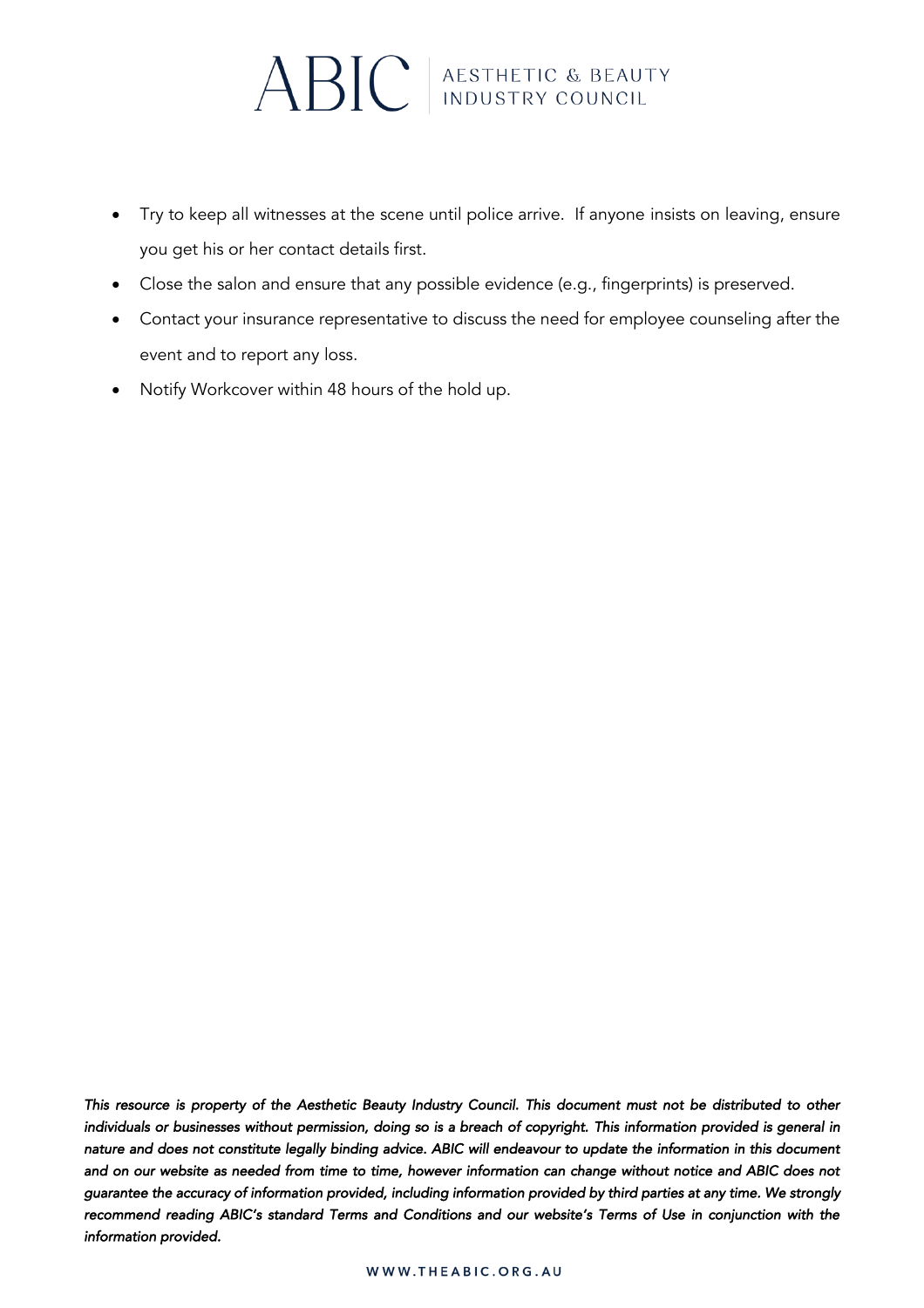- Try to keep all witnesses at the scene until police arrive. If anyone insists on leaving, ensure you get his or her contact details first.
- Close the salon and ensure that any possible evidence (e.g., fingerprints) is preserved.
- Contact your insurance representative to discuss the need for employee counseling after the event and to report any loss.
- Notify Workcover within 48 hours of the hold up.

*This resource is property of the Aesthetic Beauty Industry Council. This document must not be distributed to other individuals or businesses without permission, doing so is a breach of copyright. This information provided is general in nature and does not constitute legally binding advice. ABIC will endeavour to update the information in this document and on our website as needed from time to time, however information can change without notice and ABIC does not guarantee the accuracy of information provided, including information provided by third parties at any time. We strongly recommend reading ABIC's standard Terms and Conditions and our website's Terms of Use in conjunction with the information provided.*